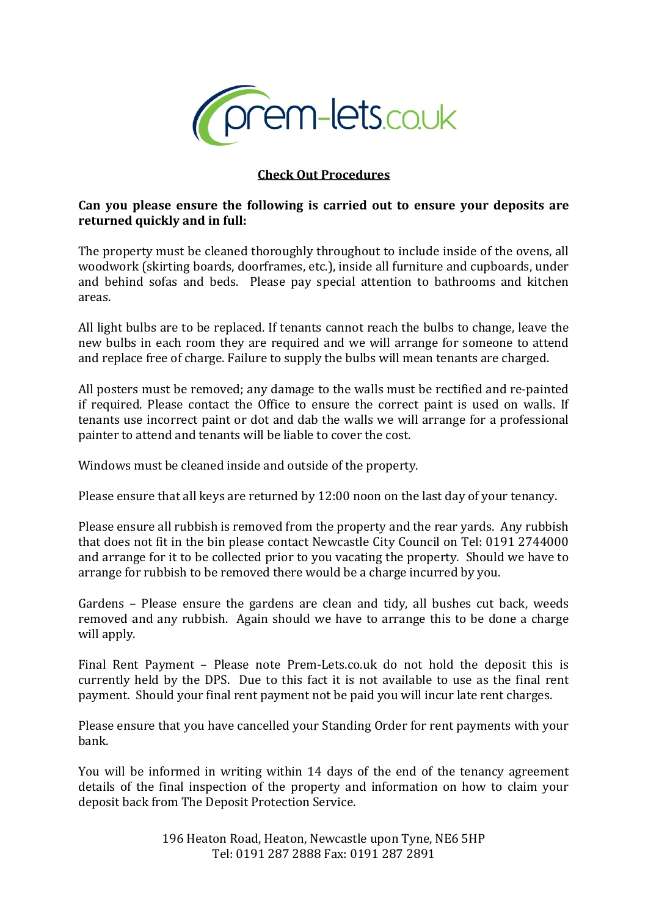prem-lets.co.uk

# Check Out Procedures

**Can you please ensure the following is carried out to ensure your deposits are returned quickly and in full:**

The property must be cleaned thoroughly throughout to include inside of the ovens, all woodwork (skirting boards, doorframes, etc.), inside all furniture and cupboards, under and behind sofas and beds. Please pay special attention to bathrooms and kitchen areas.

All light bulbs are to be replaced. If tenants cannot reach the bulbs to change, leave the new bulbs in each room they are required and we will arrange for someone to attend and replace free of charge. Failure to supply the bulbs will mean tenants are charged.

All posters must be removed; any damage to the walls must be rectified and re-painted if required. Please contact the Office to ensure the correct paint is used on walls. If tenants use incorrect paint or dot and dab the walls we will arrange for a professional painter to attend and tenants will be liable to cover the cost.

Windows must be cleaned inside and outside of the property.

Please ensure that all keys are returned by 12:00 noon on the last day of your tenancy.

Please ensure all rubbish is removed from the property and the rear yards. Any rubbish that does not fit in the bin please contact Newcastle City Council on Tel: 0191 2744000 and arrange for it to be collected prior to you vacating the property. Should we have to arrange for rubbish to be removed there would be a charge incurred by you.

Gardens – Please ensure the gardens are clean and tidy, all bushes cut back, weeds removed and any rubbish. Again should we have to arrange this to be done a charge will apply.

Final Rent Payment – Please note Prem-Lets.co.uk do not hold the deposit this is currently held by the DPS. Due to this fact it is not available to use as the final rent payment. Should your final rent payment not be paid you will incur late rent charges.

Please ensure that you have cancelled your Standing Order for rent payments with your bank.

You will be informed in writing within 14 days of the end of the tenancy agreement details of the final inspection of the property and information on how to claim your deposit back from The Deposit Protection Service.

196 Heaton Road, Heaton, Newcastle upon Tyne, NE6 5HP
Tel: 0191 287 2888 Fax: 0191 287 2891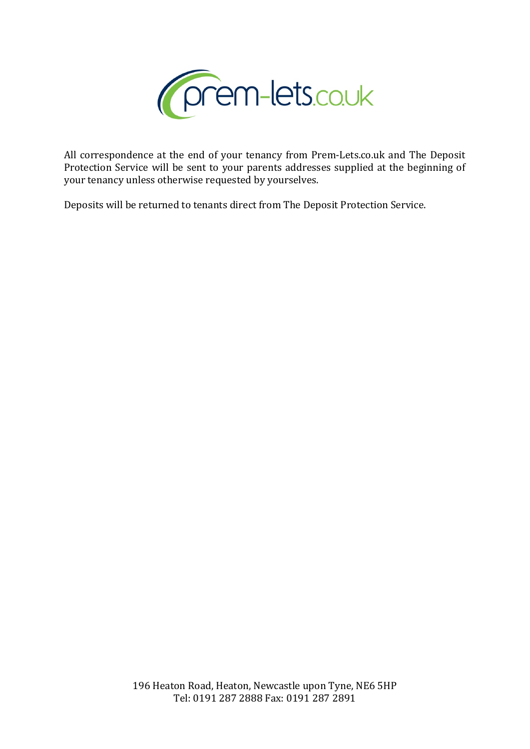All correspondence at the end of your tenancy from Prem-Lets.co.uk and The Deposit Protection Service will be sent to your parents addresses supplied at the beginning of your tenancy unless otherwise requested by yourselves.

Deposits will be returned to tenants direct from The Deposit Protection Service.

196 Heaton Road, Heaton, Newcastle upon Tyne, NE6 5HP
Tel: 0191 287 2888 Fax: 0191 287 2891